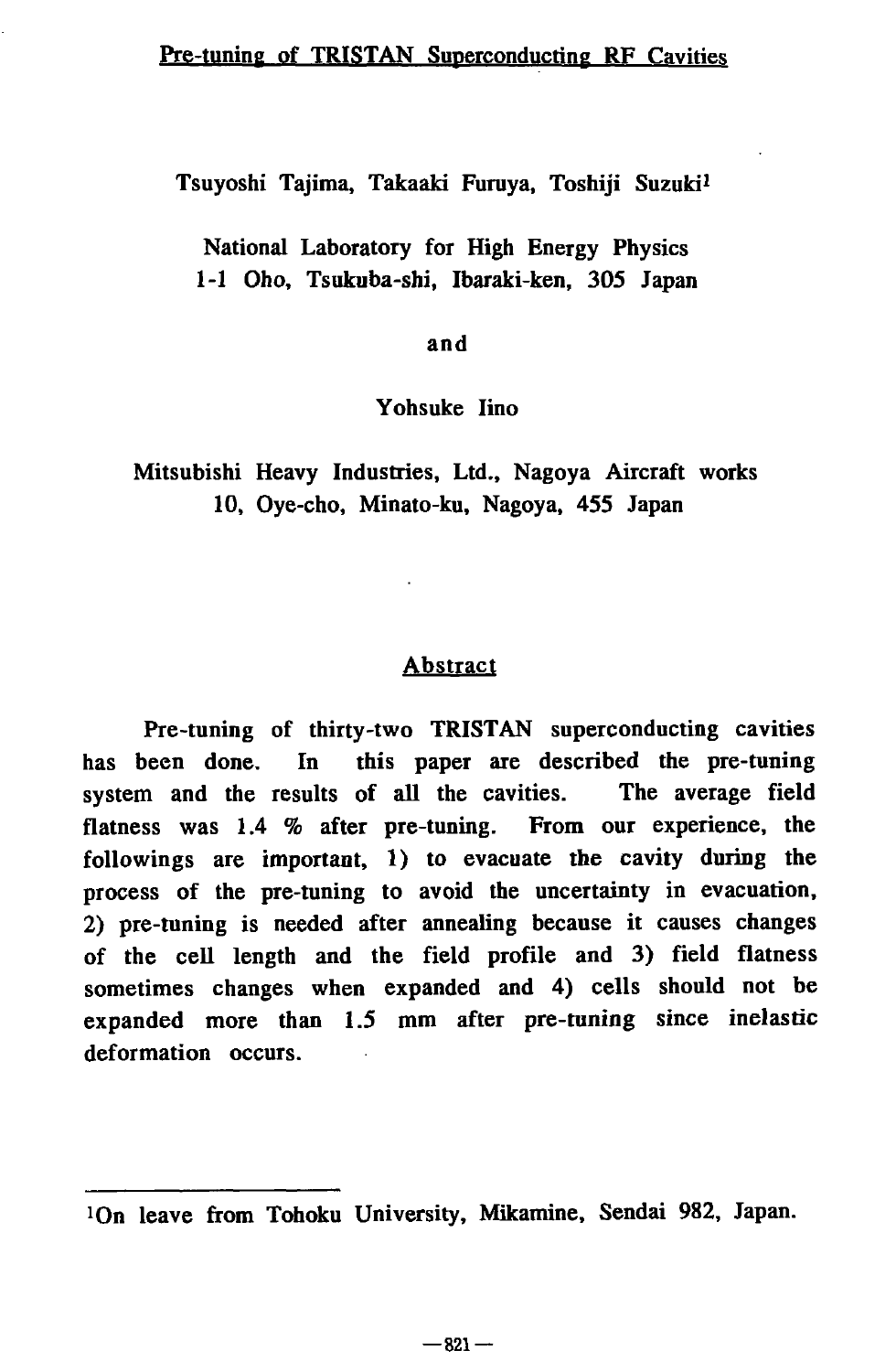# Pre-tuning of TRISTAN Superconducting RF Cavities

Tsuyoshi Tajima, Takaaki Furuya, Toshiji Suzuki[1]

National Laboratory for High Energy Physics
1-1 Oho, Tsukuba-shi, Ibaraki-ken, 305 Japan

and

Yohsuke Iino

Mitsubishi Heavy Industries, Ltd., Nagoya Aircraft works
10, Oye-cho, Minato-ku, Nagoya, 455 Japan

## Abstract

Pre-tuning of thirty-two TRISTAN superconducting cavities has been done. In this paper are described the pre-tuning system and the results of all the cavities. The average field flatness was 1.4 % after pre-tuning. From our experience, the followings are important, 1) to evacuate the cavity during the process of the pre-tuning to avoid the uncertainty in evacuation, 2) pre-tuning is needed after annealing because it causes changes of the cell length and the field profile and 3) field flatness sometimes changes when expanded and 4) cells should not be expanded more than 1.5 mm after pre-tuning since inelastic deformation occurs.

---

[1]On leave from Tohoku University, Mikamine, Sendai 982, Japan.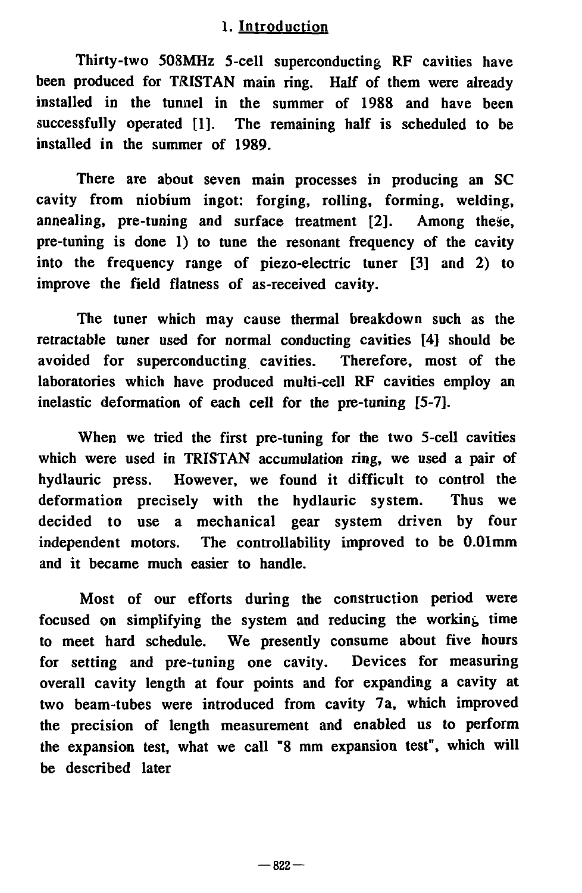## 1. Introduction

Thirty-two 508MHz 5-cell superconducting RF cavities have been produced for TRISTAN main ring. Half of them were already installed in the tunnel in the summer of 1988 and have been successfully operated [1]. The remaining half is scheduled to be installed in the summer of 1989.

There are about seven main processes in producing an SC cavity from niobium ingot: forging, rolling, forming, welding, annealing, pre-tuning and surface treatment [2]. Among these, pre-tuning is done 1) to tune the resonant frequency of the cavity into the frequency range of piezo-electric tuner [3] and 2) to improve the field flatness of as-received cavity.

The tuner which may cause thermal breakdown such as the retractable tuner used for normal conducting cavities [4] should be avoided for superconducting cavities. Therefore, most of the laboratories which have produced multi-cell RF cavities employ an inelastic deformation of each cell for the pre-tuning [5-7].

When we tried the first pre-tuning for the two 5-cell cavities which were used in TRISTAN accumulation ring, we used a pair of hydlauric press. However, we found it difficult to control the deformation precisely with the hydlauric system. Thus we decided to use a mechanical gear system driven by four independent motors. The controllability improved to be 0.01mm and it became much easier to handle.

Most of our efforts during the construction period were focused on simplifying the system and reducing the working time to meet hard schedule. We presently consume about five hours for setting and pre-tuning one cavity. Devices for measuring overall cavity length at four points and for expanding a cavity at two beam-tubes were introduced from cavity 7a, which improved the precision of length measurement and enabled us to perform the expansion test, what we call "8 mm expansion test", which will be described later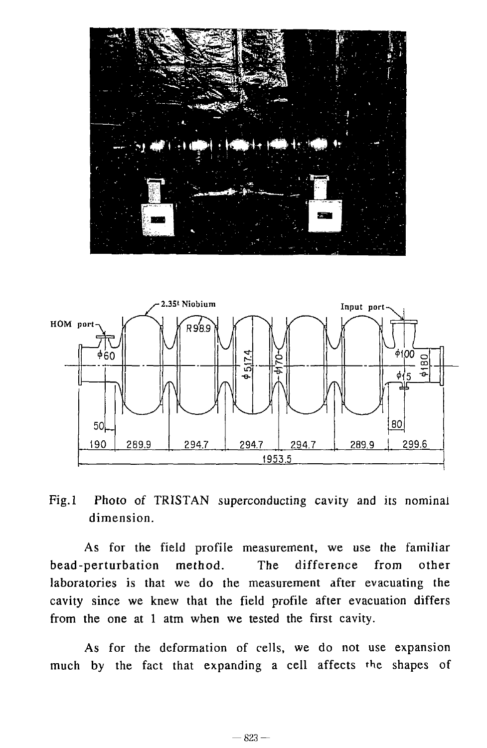Fig.1 Photo of TRISTAN superconducting cavity and its nominal dimension.

As for the field profile measurement, we use the familiar bead-perturbation method. The difference from other laboratories is that we do the measurement after evacuating the cavity since we knew that the field profile after evacuation differs from the one at 1 atm when we tested the first cavity.

As for the deformation of cells, we do not use expansion much by the fact that expanding a cell affects the shapes of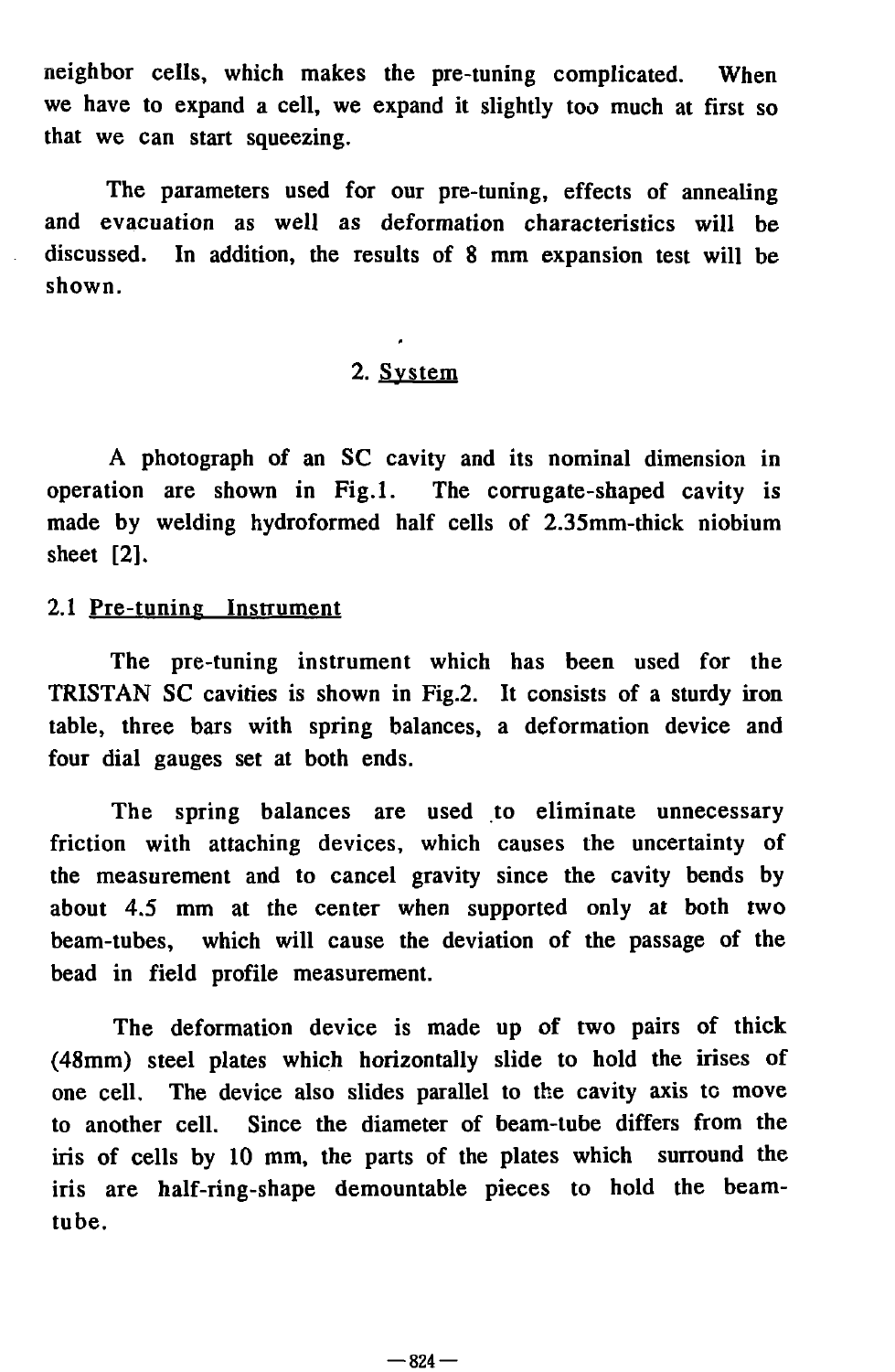neighbor cells, which makes the pre-tuning complicated. When we have to expand a cell, we expand it slightly too much at first so that we can start squeezing.

The parameters used for our pre-tuning, effects of annealing and evacuation as well as deformation characteristics will be discussed. In addition, the results of 8 mm expansion test will be shown.

## 2. System

A photograph of an SC cavity and its nominal dimension in operation are shown in Fig.1. The corrugate-shaped cavity is made by welding hydroformed half cells of 2.35mm-thick niobium sheet [2].

### 2.1 Pre-tuning Instrument

The pre-tuning instrument which has been used for the TRISTAN SC cavities is shown in Fig.2. It consists of a sturdy iron table, three bars with spring balances, a deformation device and four dial gauges set at both ends.

The spring balances are used to eliminate unnecessary friction with attaching devices, which causes the uncertainty of the measurement and to cancel gravity since the cavity bends by about 4.5 mm at the center when supported only at both two beam-tubes, which will cause the deviation of the passage of the bead in field profile measurement.

The deformation device is made up of two pairs of thick (48mm) steel plates which horizontally slide to hold the irises of one cell. The device also slides parallel to the cavity axis to move to another cell. Since the diameter of beam-tube differs from the iris of cells by 10 mm, the parts of the plates which surround the iris are half-ring-shape demountable pieces to hold the beam-tube.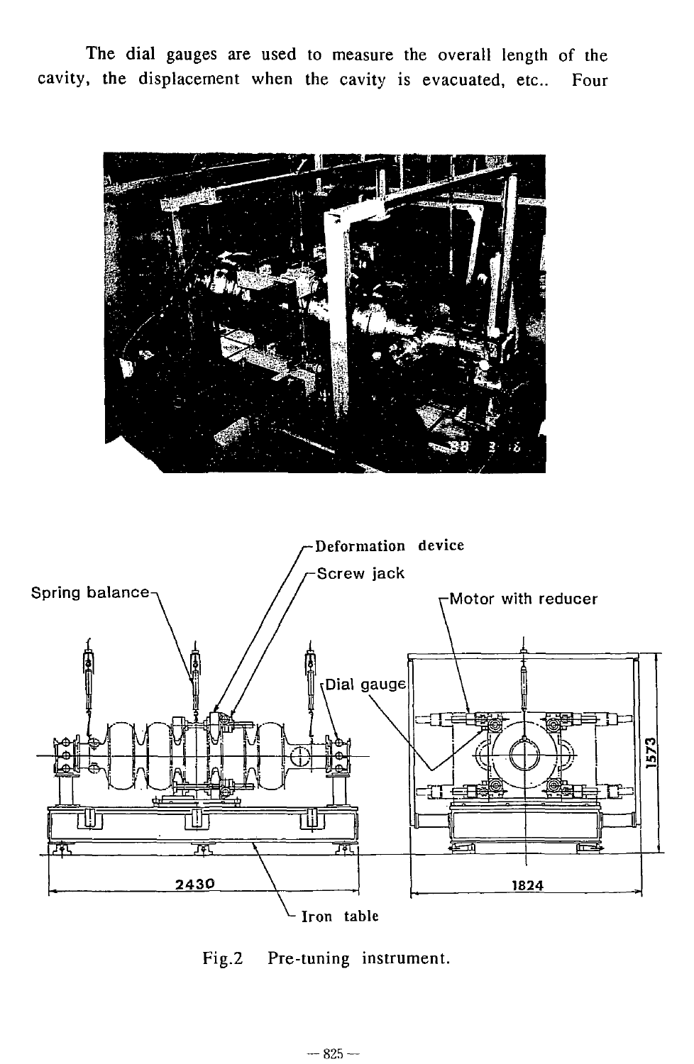The dial gauges are used to measure the overall length of the cavity, the displacement when the cavity is evacuated, etc.. Four

Fig.2 Pre-tuning instrument.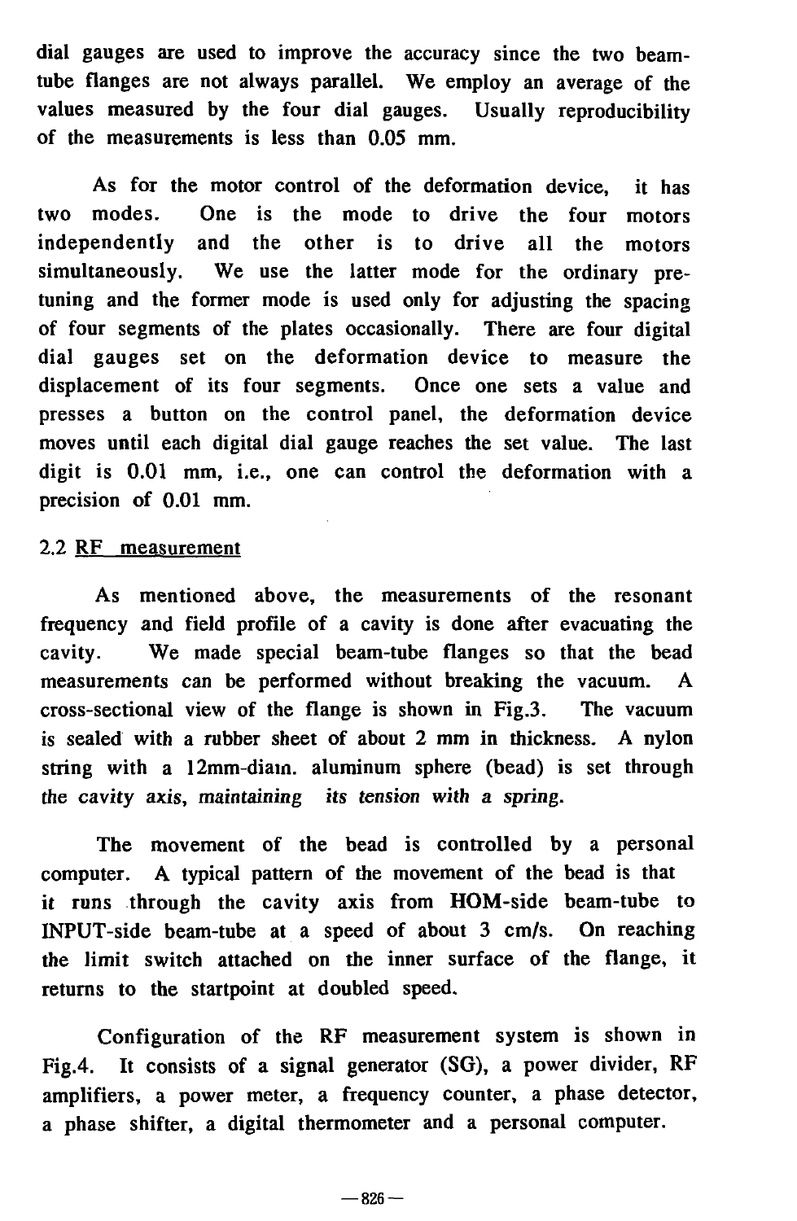dial gauges are used to improve the accuracy since the two beam-tube flanges are not always parallel. We employ an average of the values measured by the four dial gauges. Usually reproducibility of the measurements is less than 0.05 mm.

As for the motor control of the deformation device, it has two modes. One is the mode to drive the four motors independently and the other is to drive all the motors simultaneously. We use the latter mode for the ordinary pre-tuning and the former mode is used only for adjusting the spacing of four segments of the plates occasionally. There are four digital dial gauges set on the deformation device to measure the displacement of its four segments. Once one sets a value and presses a button on the control panel, the deformation device moves until each digital dial gauge reaches the set value. The last digit is 0.01 mm, i.e., one can control the deformation with a precision of 0.01 mm.

## 2.2 RF measurement

As mentioned above, the measurements of the resonant frequency and field profile of a cavity is done after evacuating the cavity. We made special beam-tube flanges so that the bead measurements can be performed without breaking the vacuum. A cross-sectional view of the flange is shown in Fig.3. The vacuum is sealed with a rubber sheet of about 2 mm in thickness. A nylon string with a 12mm-diam. aluminum sphere (bead) is set through *the cavity axis, maintaining its tension with a spring.*

The movement of the bead is controlled by a personal computer. A typical pattern of the movement of the bead is that it runs through the cavity axis from HOM-side beam-tube to INPUT-side beam-tube at a speed of about 3 cm/s. On reaching the limit switch attached on the inner surface of the flange, it returns to the startpoint at doubled speed.

Configuration of the RF measurement system is shown in Fig.4. It consists of a signal generator (SG), a power divider, RF amplifiers, a power meter, a frequency counter, a phase detector, a phase shifter, a digital thermometer and a personal computer.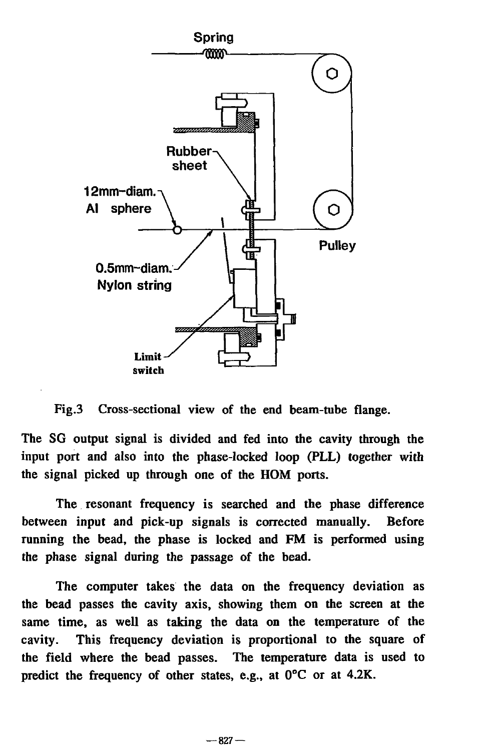Fig.3 Cross-sectional view of the end beam-tube flange.

The SG output signal is divided and fed into the cavity through the input port and also into the phase-locked loop (PLL) together with the signal picked up through one of the HOM ports.

The resonant frequency is searched and the phase difference between input and pick-up signals is corrected manually. Before running the bead, the phase is locked and FM is performed using the phase signal during the passage of the bead.

The computer takes the data on the frequency deviation as the bead passes the cavity axis, showing them on the screen at the same time, as well as taking the data on the temperature of the cavity. This frequency deviation is proportional to the square of the field where the bead passes. The temperature data is used to predict the frequency of other states, e.g., at 0°C or at 4.2K.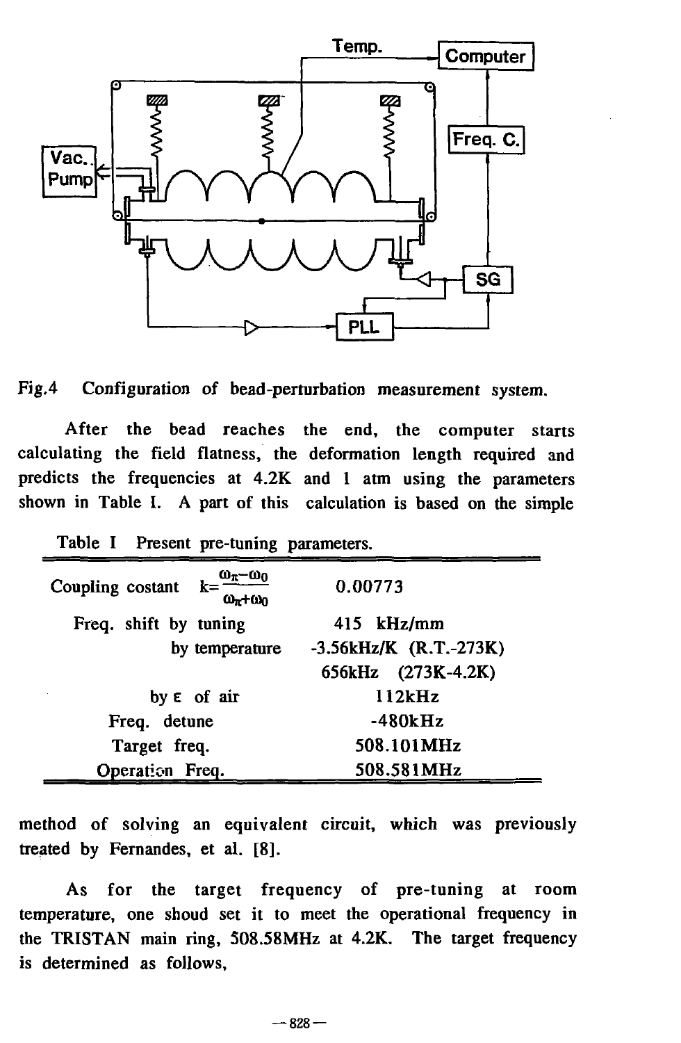Fig.4 Configuration of bead-perturbation measurement system.

After the bead reaches the end, the computer starts calculating the field flatness, the deformation length required and predicts the frequencies at 4.2K and 1 atm using the parameters shown in Table I. A part of this calculation is based on the simple

Table I Present pre-tuning parameters.

| | |
|---|---|
| Coupling costant $k=\frac{\omega_\pi-\omega_0}{\omega_\pi+\omega_0}$ | 0.00773 |
| Freq. shift by tuning | 415 kHz/mm |
| by temperature | -3.56kHz/K (R.T.-273K) |
| | 656kHz (273K-4.2K) |
| by $\varepsilon$ of air | 112kHz |
| Freq. detune | -480kHz |
| Target freq. | 508.101MHz |
| Operation Freq. | 508.581MHz |

method of solving an equivalent circuit, which was previously treated by Fernandes, et al. [8].

As for the target frequency of pre-tuning at room temperature, one shoud set it to meet the operational frequency in the TRISTAN main ring, 508.58MHz at 4.2K. The target frequency is determined as follows,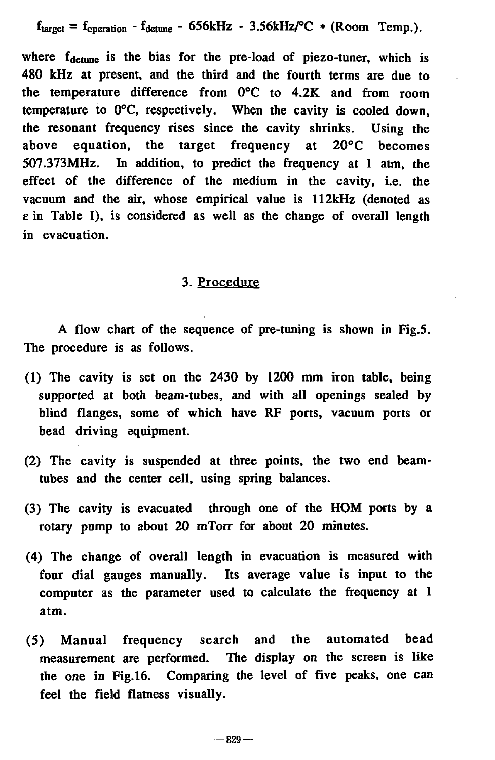$$f_{target} = f_{operation} - f_{detune} - 656\text{kHz} - 3.56\text{kHz/°C} * (\text{Room Temp.}).$$

where $f_{detune}$ is the bias for the pre-load of piezo-tuner, which is 480 kHz at present, and the third and the fourth terms are due to the temperature difference from 0°C to 4.2K and from room temperature to 0°C, respectively. When the cavity is cooled down, the resonant frequency rises since the cavity shrinks. Using the above equation, the target frequency at 20°C becomes 507.373MHz. In addition, to predict the frequency at 1 atm, the effect of the difference of the medium in the cavity, i.e. the vacuum and the air, whose empirical value is 112kHz (denoted as $\varepsilon$ in Table I), is considered as well as the change of overall length in evacuation.

## 3. Procedure

A flow chart of the sequence of pre-tuning is shown in Fig.5. The procedure is as follows.

(1) The cavity is set on the 2430 by 1200 mm iron table, being supported at both beam-tubes, and with all openings sealed by blind flanges, some of which have RF ports, vacuum ports or bead driving equipment.

(2) The cavity is suspended at three points, the two end beam-tubes and the center cell, using spring balances.

(3) The cavity is evacuated through one of the HOM ports by a rotary pump to about 20 mTorr for about 20 minutes.

(4) The change of overall length in evacuation is measured with four dial gauges manually. Its average value is input to the computer as the parameter used to calculate the frequency at 1 atm.

(5) Manual frequency search and the automated bead measurement are performed. The display on the screen is like the one in Fig.16. Comparing the level of five peaks, one can feel the field flatness visually.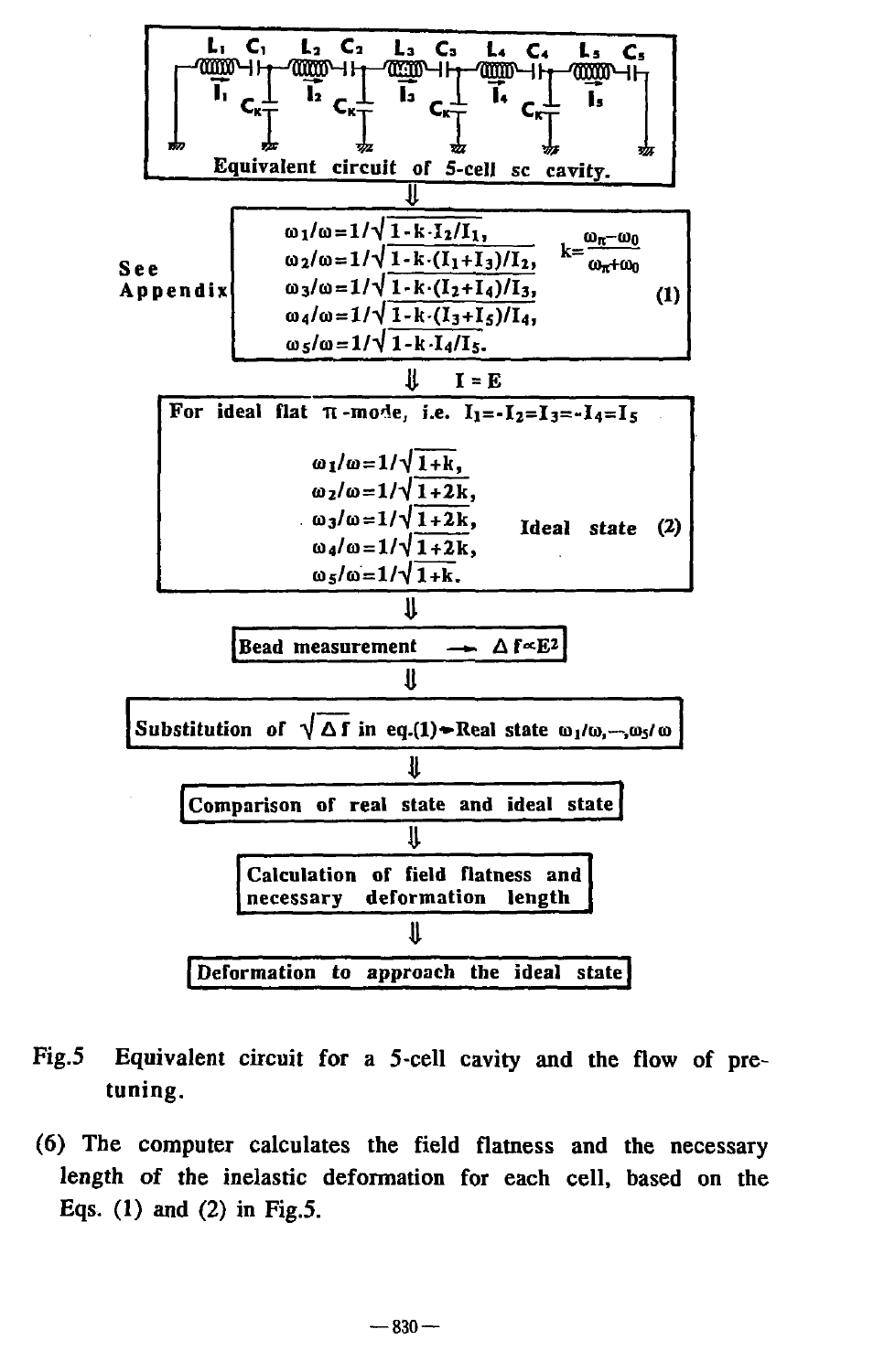Equivalent circuit of 5-cell sc cavity.

⇓

See Appendix

$$\omega_1/\omega = 1/\sqrt{1-k\cdot I_2/I_1},$$
$$\omega_2/\omega = 1/\sqrt{1-k\cdot(I_1+I_3)/I_2},$$
$$\omega_3/\omega = 1/\sqrt{1-k\cdot(I_2+I_4)/I_3},$$
$$\omega_4/\omega = 1/\sqrt{1-k\cdot(I_3+I_5)/I_4},$$
$$\omega_5/\omega = 1/\sqrt{1-k\cdot I_4/I_5}.$$
$$k = \frac{\omega_\pi - \omega_0}{\omega_\pi + \omega_0} \quad (1)$$

⇓ $I = E$

For ideal flat π-mode, i.e. $I_1 = -I_2 = I_3 = -I_4 = I_5$

$$\omega_1/\omega = 1/\sqrt{1+k},$$
$$\omega_2/\omega = 1/\sqrt{1+2k},$$
$$\omega_3/\omega = 1/\sqrt{1+2k},$$
$$\omega_4/\omega = 1/\sqrt{1+2k},$$
$$\omega_5/\omega = 1/\sqrt{1+k}.$$

Ideal state (2)

⇓

Bead measurement → $\Delta f \propto E^2$

⇓

Substitution of $\sqrt{\Delta f}$ in eq.(1) → Real state $\omega_1/\omega, \ldots, \omega_5/\omega$

⇓

Comparison of real state and ideal state

⇓

Calculation of field flatness and necessary deformation length

⇓

Deformation to approach the ideal state

Fig.5 Equivalent circuit for a 5-cell cavity and the flow of pre-tuning.

(6) The computer calculates the field flatness and the necessary length of the inelastic deformation for each cell, based on the Eqs. (1) and (2) in Fig.5.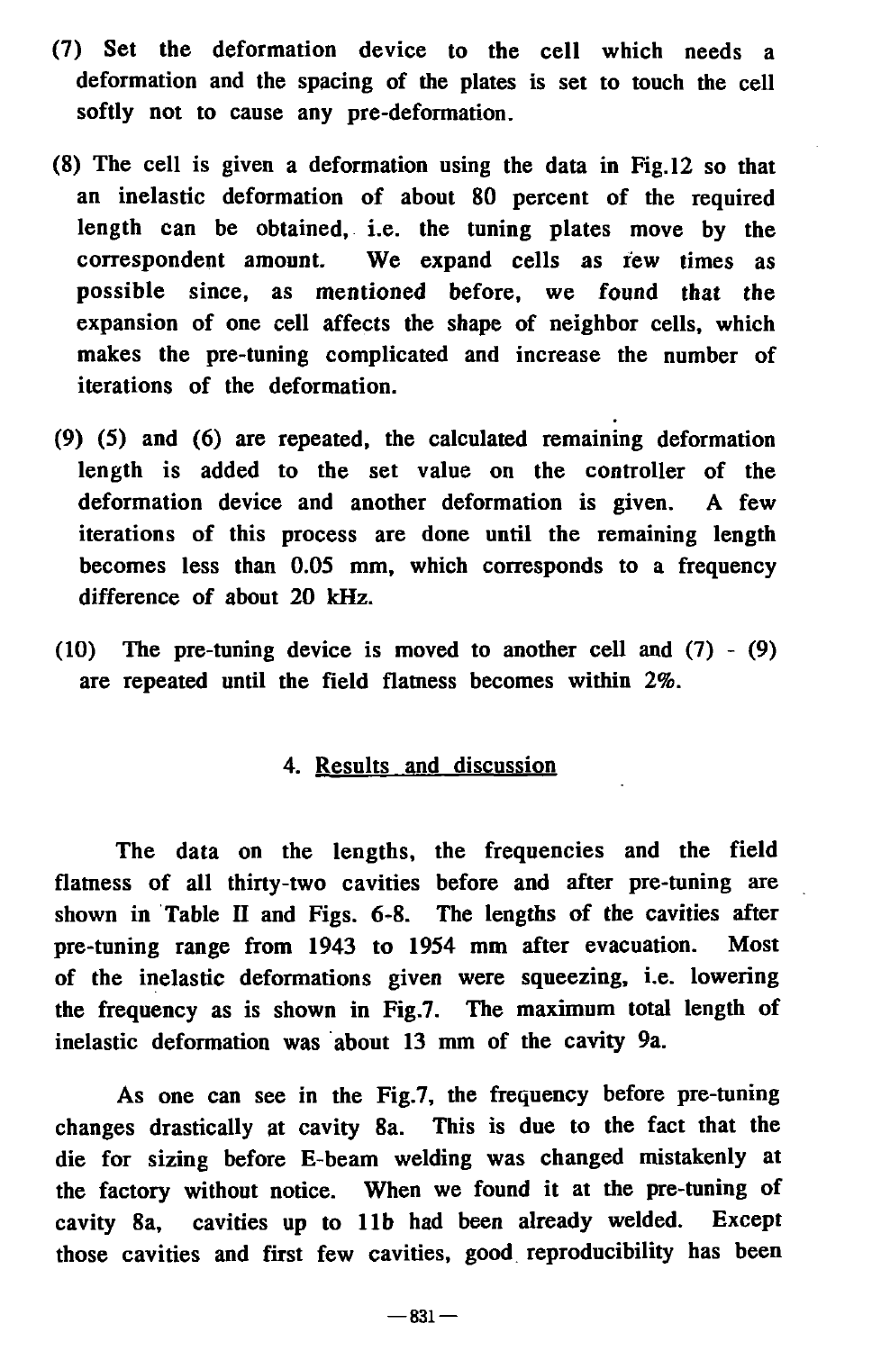(7) Set the deformation device to the cell which needs a deformation and the spacing of the plates is set to touch the cell softly not to cause any pre-deformation.

(8) The cell is given a deformation using the data in Fig.12 so that an inelastic deformation of about 80 percent of the required length can be obtained, i.e. the tuning plates move by the correspondent amount. We expand cells as few times as possible since, as mentioned before, we found that the expansion of one cell affects the shape of neighbor cells, which makes the pre-tuning complicated and increase the number of iterations of the deformation.

(9) (5) and (6) are repeated, the calculated remaining deformation length is added to the set value on the controller of the deformation device and another deformation is given. A few iterations of this process are done until the remaining length becomes less than 0.05 mm, which corresponds to a frequency difference of about 20 kHz.

(10) The pre-tuning device is moved to another cell and (7) - (9) are repeated until the field flatness becomes within 2%.

## 4. Results and discussion

The data on the lengths, the frequencies and the field flatness of all thirty-two cavities before and after pre-tuning are shown in Table II and Figs. 6-8. The lengths of the cavities after pre-tuning range from 1943 to 1954 mm after evacuation. Most of the inelastic deformations given were squeezing, i.e. lowering the frequency as is shown in Fig.7. The maximum total length of inelastic deformation was about 13 mm of the cavity 9a.

As one can see in the Fig.7, the frequency before pre-tuning changes drastically at cavity 8a. This is due to the fact that the die for sizing before E-beam welding was changed mistakenly at the factory without notice. When we found it at the pre-tuning of cavity 8a, cavities up to 11b had been already welded. Except those cavities and first few cavities, good reproducibility has been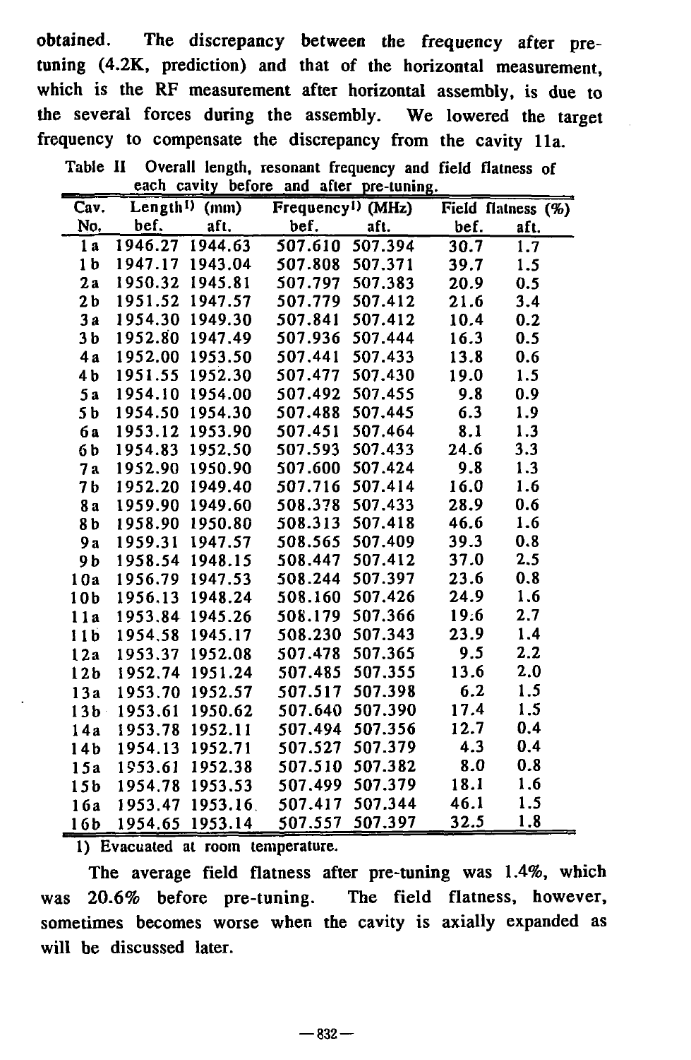obtained. The discrepancy between the frequency after pre-tuning (4.2K, prediction) and that of the horizontal measurement, which is the RF measurement after horizontal assembly, is due to the several forces during the assembly. We lowered the target frequency to compensate the discrepancy from the cavity 11a.

Table II Overall length, resonant frequency and field flatness of each cavity before and after pre-tuning.

| Cav. No. | Length[1] (mm) bef. | aft. | Frequency[1] (MHz) bef. | aft. | Field flatness (%) bef. | aft. |
|---|---|---|---|---|---|---|
| 1a | 1946.27 | 1944.63 | 507.610 | 507.394 | 30.7 | 1.7 |
| 1b | 1947.17 | 1943.04 | 507.808 | 507.371 | 39.7 | 1.5 |
| 2a | 1950.32 | 1945.81 | 507.797 | 507.383 | 20.9 | 0.5 |
| 2b | 1951.52 | 1947.57 | 507.779 | 507.412 | 21.6 | 3.4 |
| 3a | 1954.30 | 1949.30 | 507.841 | 507.412 | 10.4 | 0.2 |
| 3b | 1952.80 | 1947.49 | 507.936 | 507.444 | 16.3 | 0.5 |
| 4a | 1952.00 | 1953.50 | 507.441 | 507.433 | 13.8 | 0.6 |
| 4b | 1951.55 | 1952.30 | 507.477 | 507.430 | 19.0 | 1.5 |
| 5a | 1954.10 | 1954.00 | 507.492 | 507.455 | 9.8 | 0.9 |
| 5b | 1954.50 | 1954.30 | 507.488 | 507.445 | 6.3 | 1.9 |
| 6a | 1953.12 | 1953.90 | 507.451 | 507.464 | 8.1 | 1.3 |
| 6b | 1954.83 | 1952.50 | 507.593 | 507.433 | 24.6 | 3.3 |
| 7a | 1952.90 | 1950.90 | 507.600 | 507.424 | 9.8 | 1.3 |
| 7b | 1952.20 | 1949.40 | 507.716 | 507.414 | 16.0 | 1.6 |
| 8a | 1959.90 | 1949.60 | 508.378 | 507.433 | 28.9 | 0.6 |
| 8b | 1958.90 | 1950.80 | 508.313 | 507.418 | 46.6 | 1.6 |
| 9a | 1959.31 | 1947.57 | 508.565 | 507.409 | 39.3 | 0.8 |
| 9b | 1958.54 | 1948.15 | 508.447 | 507.412 | 37.0 | 2.5 |
| 10a | 1956.79 | 1947.53 | 508.244 | 507.397 | 23.6 | 0.8 |
| 10b | 1956.13 | 1948.24 | 508.160 | 507.426 | 24.9 | 1.6 |
| 11a | 1953.84 | 1945.26 | 508.179 | 507.366 | 19.6 | 2.7 |
| 11b | 1954.58 | 1945.17 | 508.230 | 507.343 | 23.9 | 1.4 |
| 12a | 1953.37 | 1952.08 | 507.478 | 507.365 | 9.5 | 2.2 |
| 12b | 1952.74 | 1951.24 | 507.485 | 507.355 | 13.6 | 2.0 |
| 13a | 1953.70 | 1952.57 | 507.517 | 507.398 | 6.2 | 1.5 |
| 13b | 1953.61 | 1950.62 | 507.640 | 507.390 | 17.4 | 1.5 |
| 14a | 1953.78 | 1952.11 | 507.494 | 507.356 | 12.7 | 0.4 |
| 14b | 1954.13 | 1952.71 | 507.527 | 507.379 | 4.3 | 0.4 |
| 15a | 1953.61 | 1952.38 | 507.510 | 507.382 | 8.0 | 0.8 |
| 15b | 1954.78 | 1953.53 | 507.499 | 507.379 | 18.1 | 1.6 |
| 16a | 1953.47 | 1953.16 | 507.417 | 507.344 | 46.1 | 1.5 |
| 16b | 1954.65 | 1953.14 | 507.557 | 507.397 | 32.5 | 1.8 |

1) Evacuated at room temperature.

The average field flatness after pre-tuning was 1.4%, which was 20.6% before pre-tuning. The field flatness, however, sometimes becomes worse when the cavity is axially expanded as will be discussed later.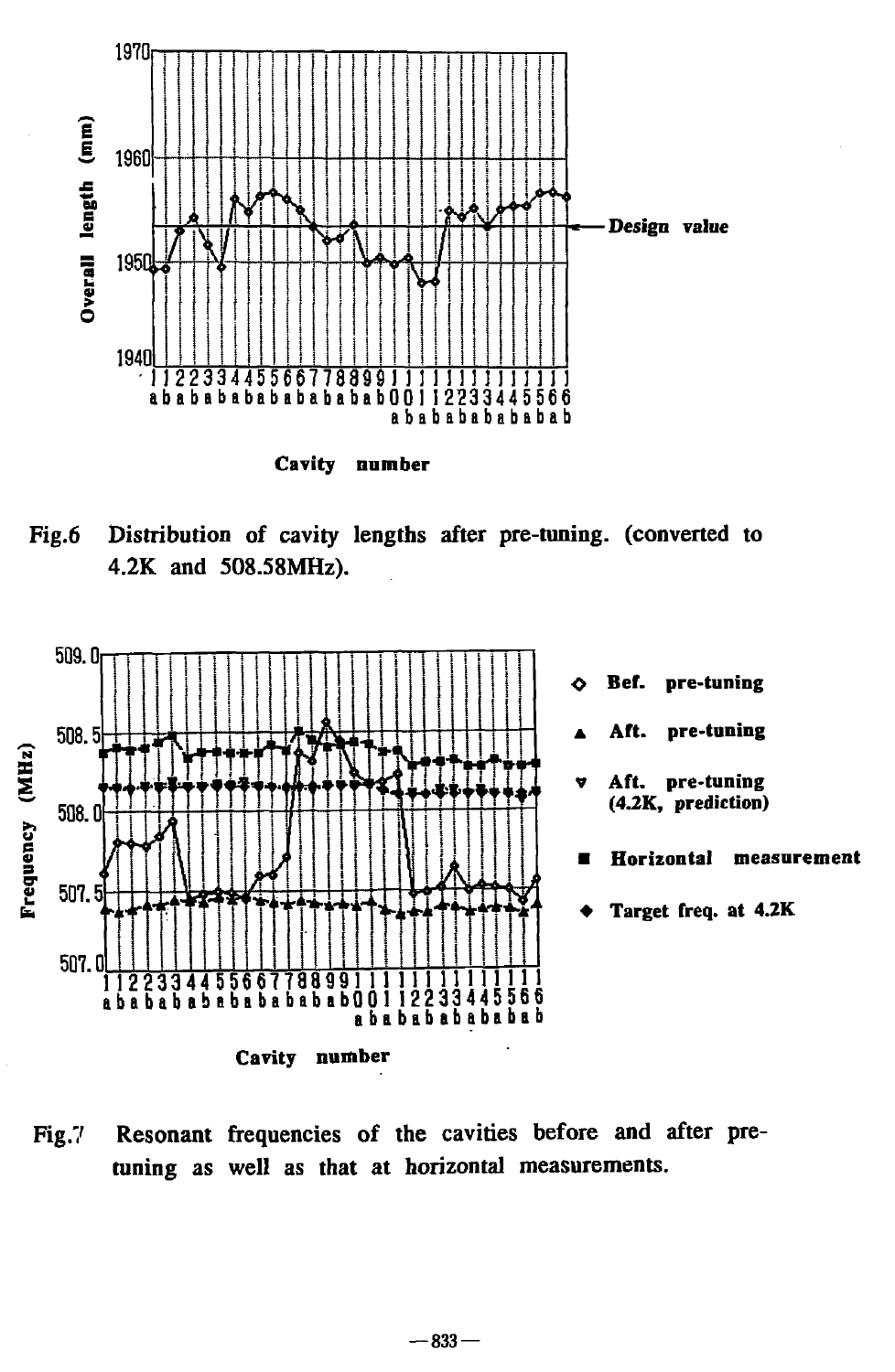Fig.6 Distribution of cavity lengths after pre-tuning. (converted to 4.2K and 508.58MHz).

Fig.7 Resonant frequencies of the cavities before and after pre-tuning as well as that at horizontal measurements.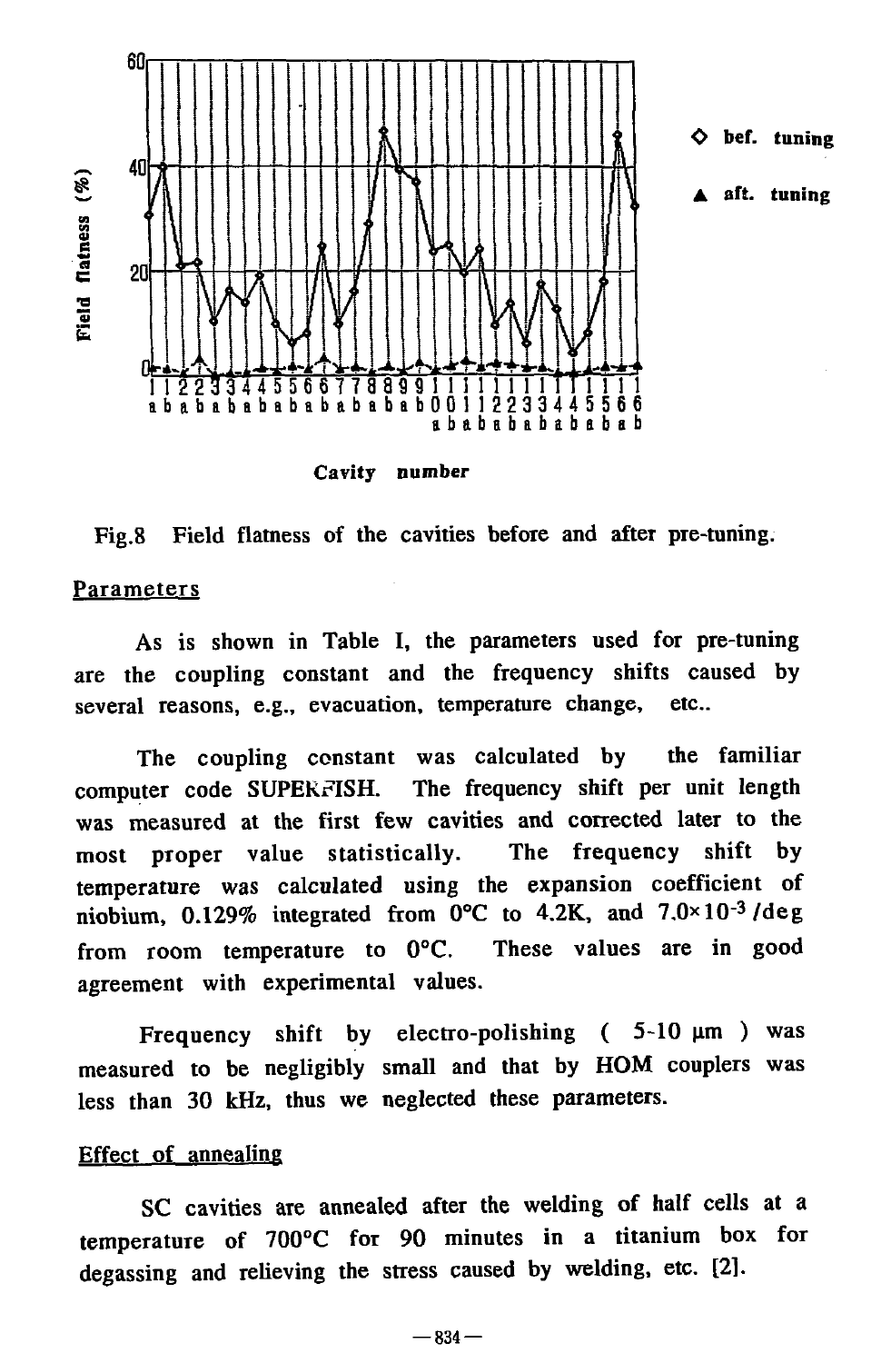Fig.8 Field flatness of the cavities before and after pre-tuning.

## Parameters

As is shown in Table I, the parameters used for pre-tuning are the coupling constant and the frequency shifts caused by several reasons, e.g., evacuation, temperature change, etc..

The coupling constant was calculated by the familiar computer code SUPERFISH. The frequency shift per unit length was measured at the first few cavities and corrected later to the most proper value statistically. The frequency shift by temperature was calculated using the expansion coefficient of niobium, 0.129% integrated from 0°C to 4.2K, and $7.0\times10^{-3}$ /deg from room temperature to 0°C. These values are in good agreement with experimental values.

Frequency shift by electro-polishing ( 5-10 μm ) was measured to be negligibly small and that by HOM couplers was less than 30 kHz, thus we neglected these parameters.

## Effect of annealing

SC cavities are annealed after the welding of half cells at a temperature of 700°C for 90 minutes in a titanium box for degassing and relieving the stress caused by welding, etc. [2].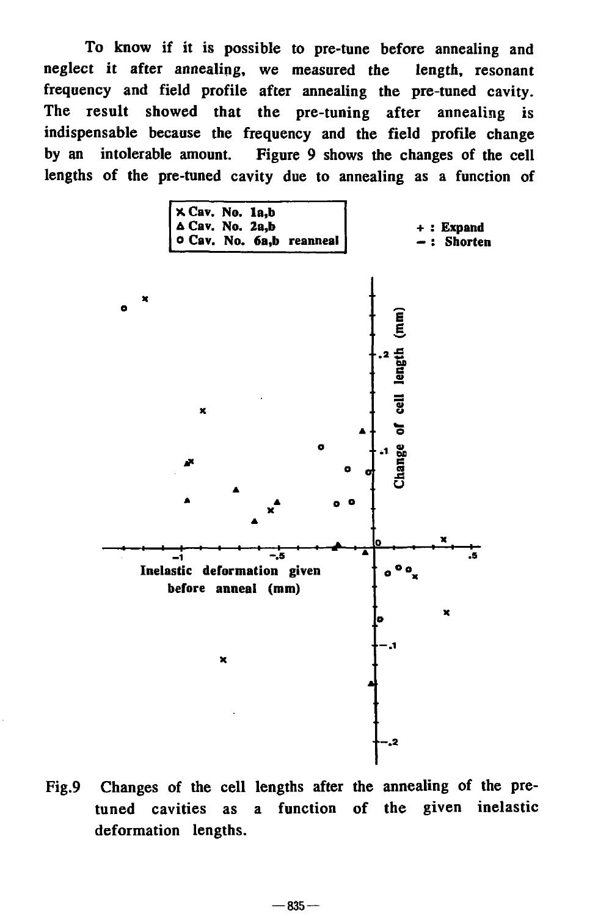To know if it is possible to pre-tune before annealing and neglect it after annealing, we measured the length, resonant frequency and field profile after annealing the pre-tuned cavity. The result showed that the pre-tuning after annealing is indispensable because the frequency and the field profile change by an intolerable amount. Figure 9 shows the changes of the cell lengths of the pre-tuned cavity due to annealing as a function of

Fig.9 Changes of the cell lengths after the annealing of the pre-tuned cavities as a function of the given inelastic deformation lengths.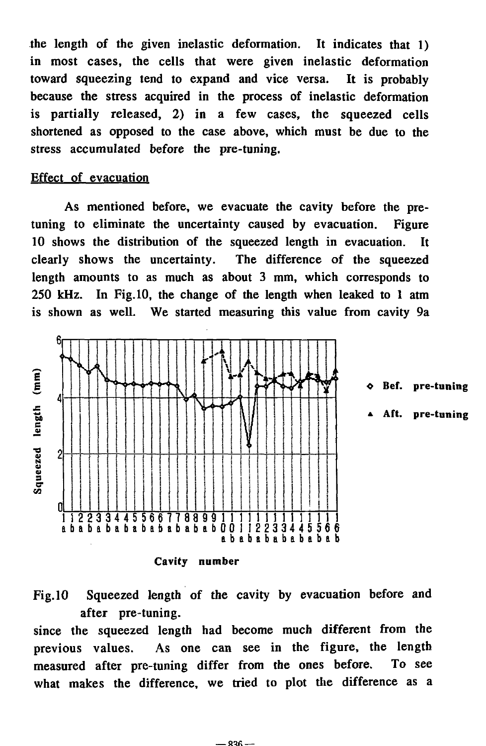the length of the given inelastic deformation. It indicates that 1) in most cases, the cells that were given inelastic deformation toward squeezing tend to expand and vice versa. It is probably because the stress acquired in the process of inelastic deformation is partially released, 2) in a few cases, the squeezed cells shortened as opposed to the case above, which must be due to the stress accumulated before the pre-tuning.

## Effect of evacuation

As mentioned before, we evacuate the cavity before the pre-tuning to eliminate the uncertainty caused by evacuation. Figure 10 shows the distribution of the squeezed length in evacuation. It clearly shows the uncertainty. The difference of the squeezed length amounts to as much as about 3 mm, which corresponds to 250 kHz. In Fig.10, the change of the length when leaked to 1 atm is shown as well. We started measuring this value from cavity 9a

Fig.10 Squeezed length of the cavity by evacuation before and after pre-tuning.

since the squeezed length had become much different from the previous values. As one can see in the figure, the length measured after pre-tuning differ from the ones before. To see what makes the difference, we tried to plot the difference as a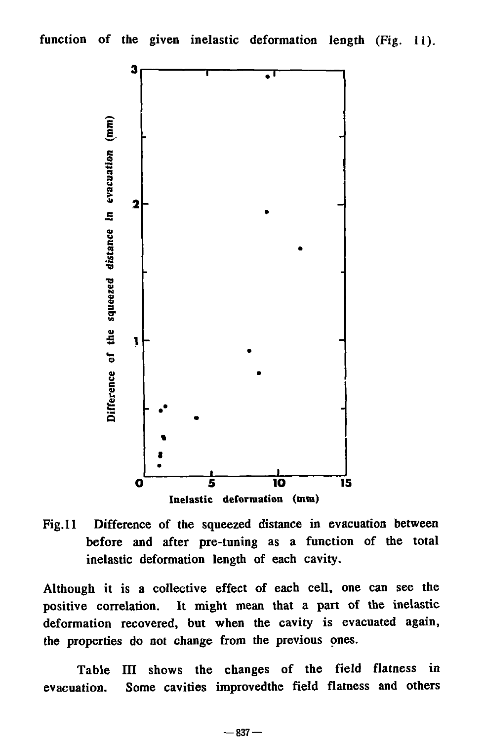function of the given inelastic deformation length (Fig. 11).

Fig.11 Difference of the squeezed distance in evacuation between before and after pre-tuning as a function of the total inelastic deformation length of each cavity.

Although it is a collective effect of each cell, one can see the positive correlation. It might mean that a part of the inelastic deformation recovered, but when the cavity is evacuated again, the properties do not change from the previous ones.

Table III shows the changes of the field flatness in evacuation. Some cavities improvedthe field flatness and others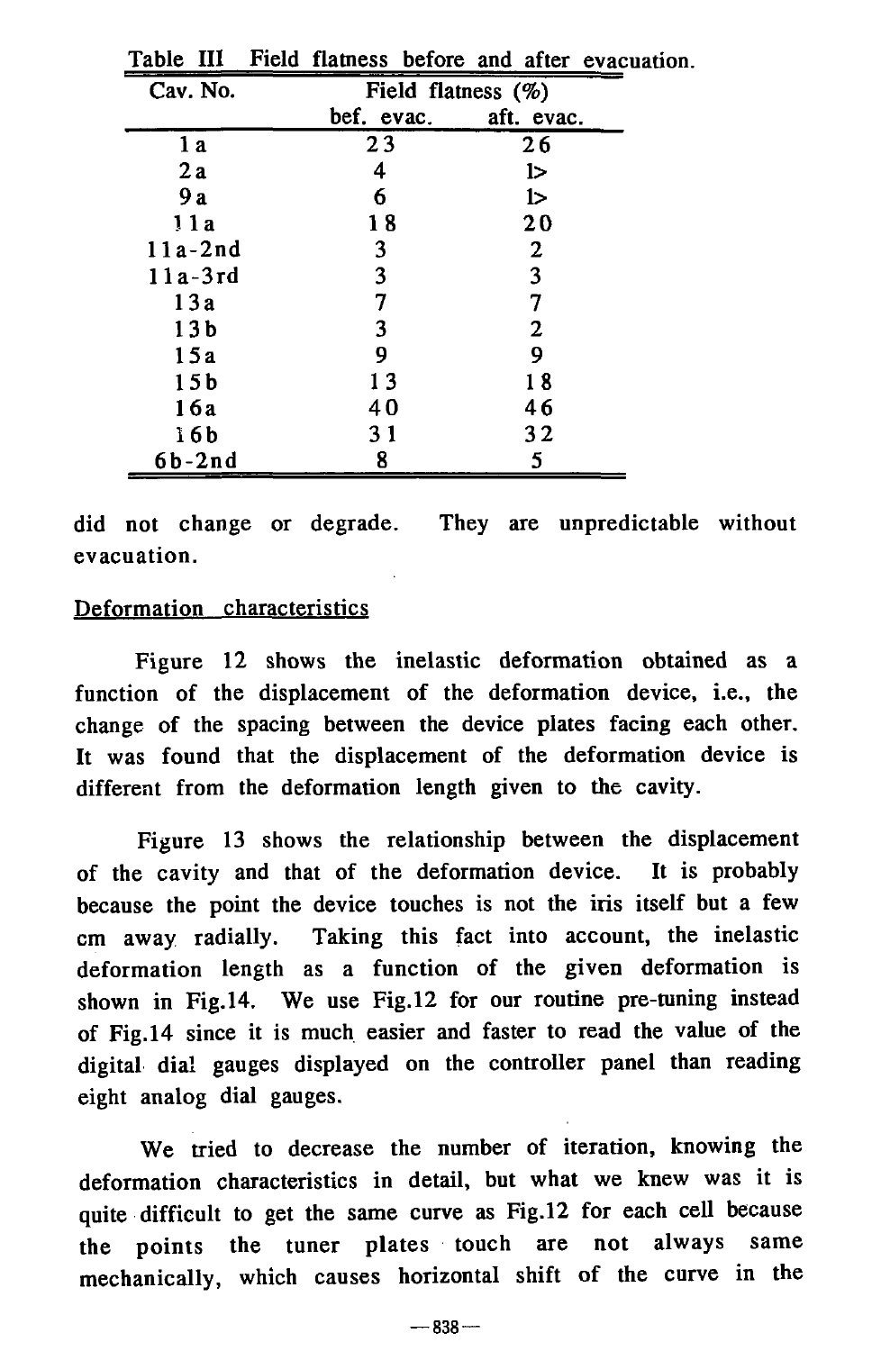Table III Field flatness before and after evacuation.

| Cav. No. | Field flatness (%) | |
|---|---|---|
| | bef. evac. | aft. evac. |
| 1a | 23 | 26 |
| 2a | 4 | 1> |
| 9a | 6 | 1> |
| 11a | 18 | 20 |
| 11a-2nd | 3 | 2 |
| 11a-3rd | 3 | 3 |
| 13a | 7 | 7 |
| 13b | 3 | 2 |
| 15a | 9 | 9 |
| 15b | 13 | 18 |
| 16a | 40 | 46 |
| 16b | 31 | 32 |
| 6b-2nd | 8 | 5 |

did not change or degrade. They are unpredictable without evacuation.

Deformation characteristics

Figure 12 shows the inelastic deformation obtained as a function of the displacement of the deformation device, i.e., the change of the spacing between the device plates facing each other. It was found that the displacement of the deformation device is different from the deformation length given to the cavity.

Figure 13 shows the relationship between the displacement of the cavity and that of the deformation device. It is probably because the point the device touches is not the iris itself but a few cm away radially. Taking this fact into account, the inelastic deformation length as a function of the given deformation is shown in Fig.14. We use Fig.12 for our routine pre-tuning instead of Fig.14 since it is much easier and faster to read the value of the digital dial gauges displayed on the controller panel than reading eight analog dial gauges.

We tried to decrease the number of iteration, knowing the deformation characteristics in detail, but what we knew was it is quite difficult to get the same curve as Fig.12 for each cell because the points the tuner plates touch are not always same mechanically, which causes horizontal shift of the curve in the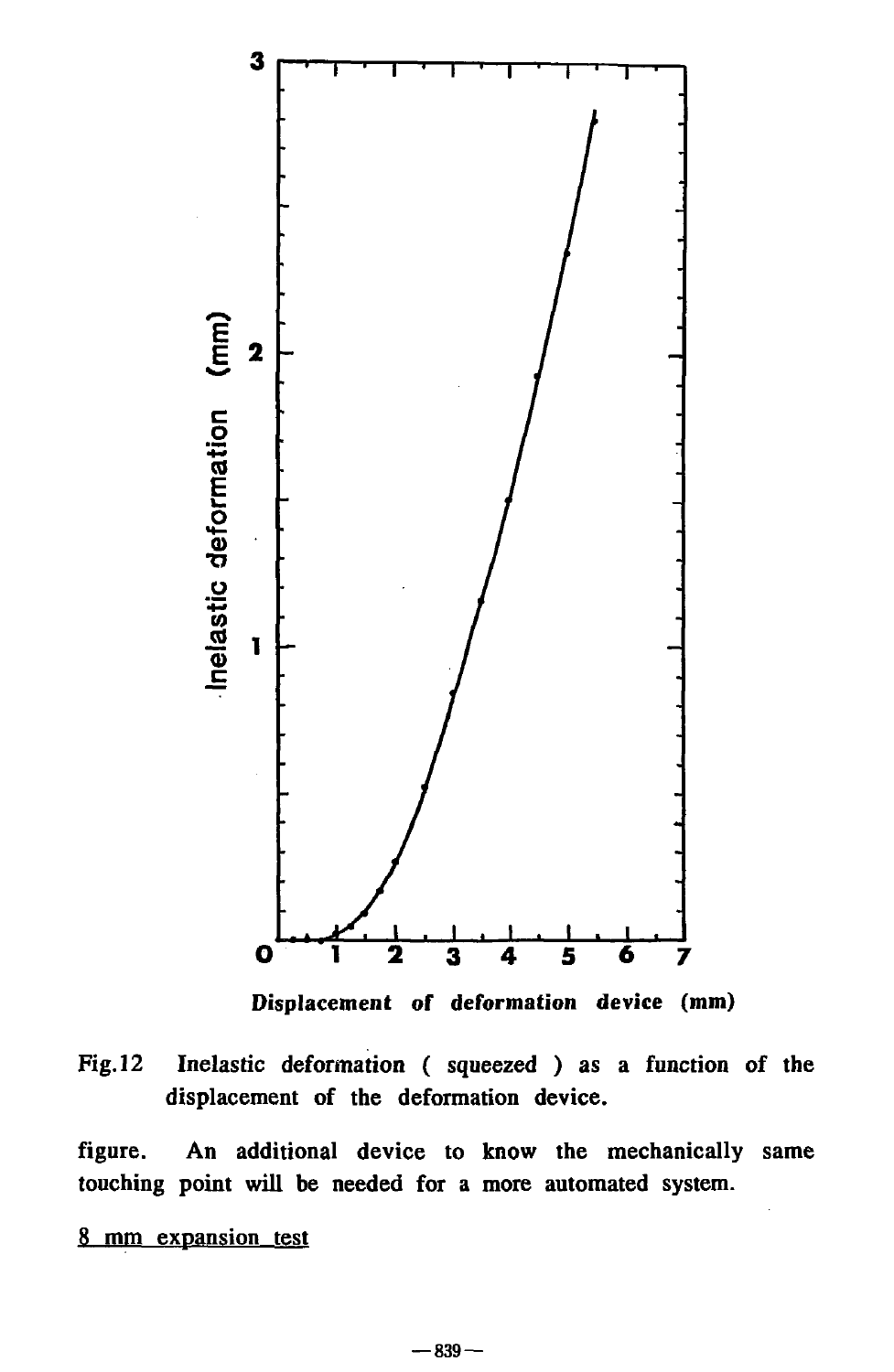Fig.12 Inelastic deformation ( squeezed ) as a function of the displacement of the deformation device.

figure. An additional device to know the mechanically same touching point will be needed for a more automated system.

8 mm expansion test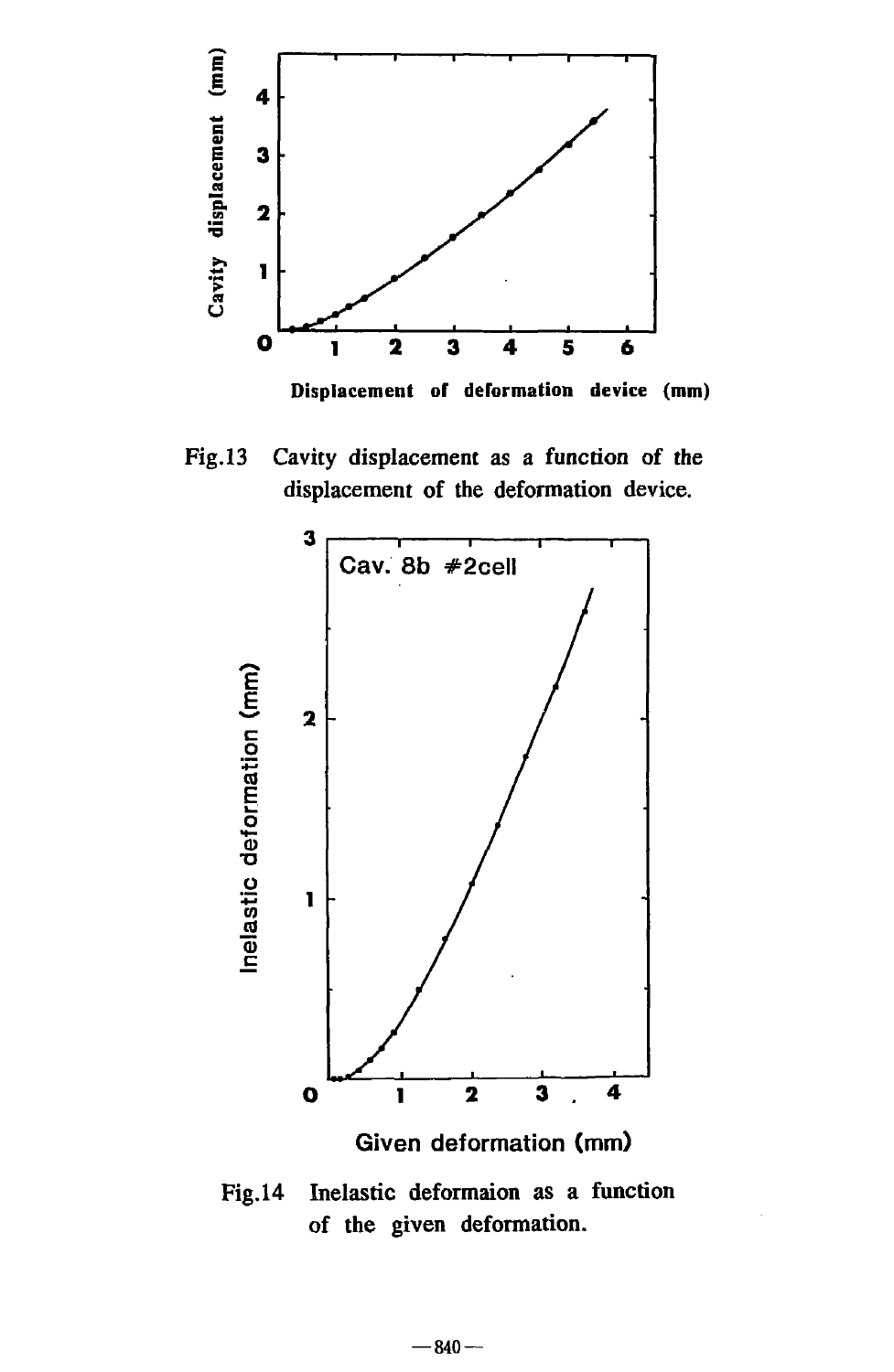Fig.13 Cavity displacement as a function of the displacement of the deformation device.

Fig.14 Inelastic deformaion as a function of the given deformation.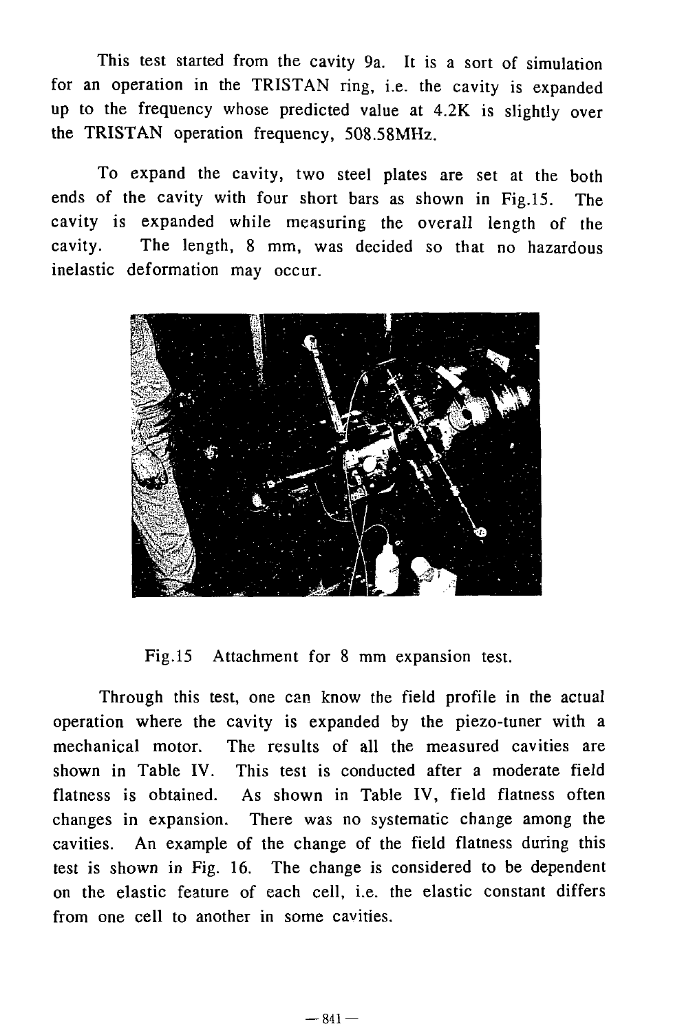This test started from the cavity 9a. It is a sort of simulation for an operation in the TRISTAN ring, i.e. the cavity is expanded up to the frequency whose predicted value at 4.2K is slightly over the TRISTAN operation frequency, 508.58MHz.

To expand the cavity, two steel plates are set at the both ends of the cavity with four short bars as shown in Fig.15. The cavity is expanded while measuring the overall length of the cavity. The length, 8 mm, was decided so that no hazardous inelastic deformation may occur.

Fig.15 Attachment for 8 mm expansion test.

Through this test, one can know the field profile in the actual operation where the cavity is expanded by the piezo-tuner with a mechanical motor. The results of all the measured cavities are shown in Table IV. This test is conducted after a moderate field flatness is obtained. As shown in Table IV, field flatness often changes in expansion. There was no systematic change among the cavities. An example of the change of the field flatness during this test is shown in Fig. 16. The change is considered to be dependent on the elastic feature of each cell, i.e. the elastic constant differs from one cell to another in some cavities.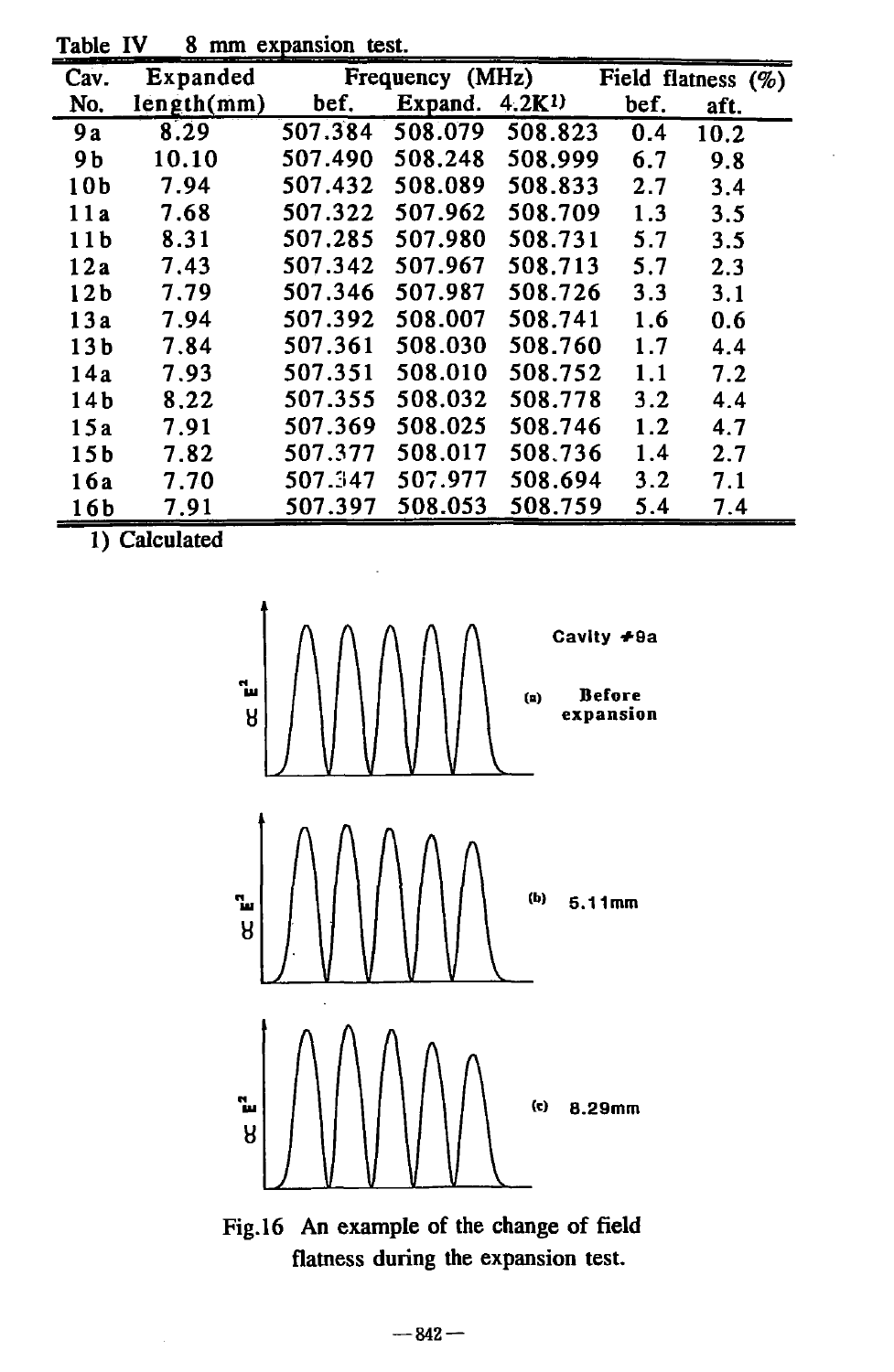Table IV 8 mm expansion test.

| Cav. No. | Expanded length(mm) | Frequency (MHz) bef. | Expand. | 4.2K[1] | Field flatness (%) bef. | aft. |
|---|---|---|---|---|---|---|
| 9a | 8.29 | 507.384 | 508.079 | 508.823 | 0.4 | 10.2 |
| 9b | 10.10 | 507.490 | 508.248 | 508.999 | 6.7 | 9.8 |
| 10b | 7.94 | 507.432 | 508.089 | 508.833 | 2.7 | 3.4 |
| 11a | 7.68 | 507.322 | 507.962 | 508.709 | 1.3 | 3.5 |
| 11b | 8.31 | 507.285 | 507.980 | 508.731 | 5.7 | 3.5 |
| 12a | 7.43 | 507.342 | 507.967 | 508.713 | 5.7 | 2.3 |
| 12b | 7.79 | 507.346 | 507.987 | 508.726 | 3.3 | 3.1 |
| 13a | 7.94 | 507.392 | 508.007 | 508.741 | 1.6 | 0.6 |
| 13b | 7.84 | 507.361 | 508.030 | 508.760 | 1.7 | 4.4 |
| 14a | 7.93 | 507.351 | 508.010 | 508.752 | 1.1 | 7.2 |
| 14b | 8.22 | 507.355 | 508.032 | 508.778 | 3.2 | 4.4 |
| 15a | 7.91 | 507.369 | 508.025 | 508.746 | 1.2 | 4.7 |
| 15b | 7.82 | 507.377 | 508.017 | 508.736 | 1.4 | 2.7 |
| 16a | 7.70 | 507.347 | 507.977 | 508.694 | 3.2 | 7.1 |
| 16b | 7.91 | 507.397 | 508.053 | 508.759 | 5.4 | 7.4 |

1) Calculated

Cavity #9a

(a) Before expansion

(b) 5.11mm

(c) 8.29mm

Fig.16 An example of the change of field flatness during the expansion test.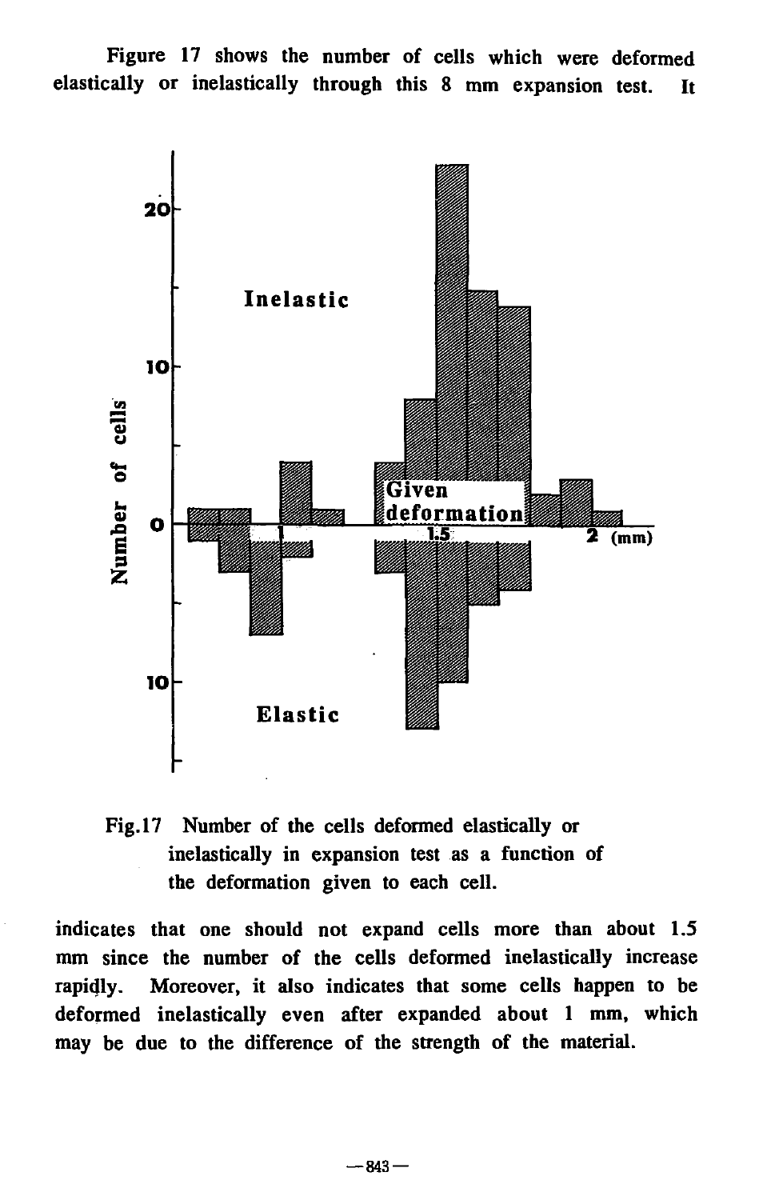Figure 17 shows the number of cells which were deformed elastically or inelastically through this 8 mm expansion test. It

Fig.17 Number of the cells deformed elastically or inelastically in expansion test as a function of the deformation given to each cell.

indicates that one should not expand cells more than about 1.5 mm since the number of the cells deformed inelastically increase rapidly. Moreover, it also indicates that some cells happen to be deformed inelastically even after expanded about 1 mm, which may be due to the difference of the strength of the material.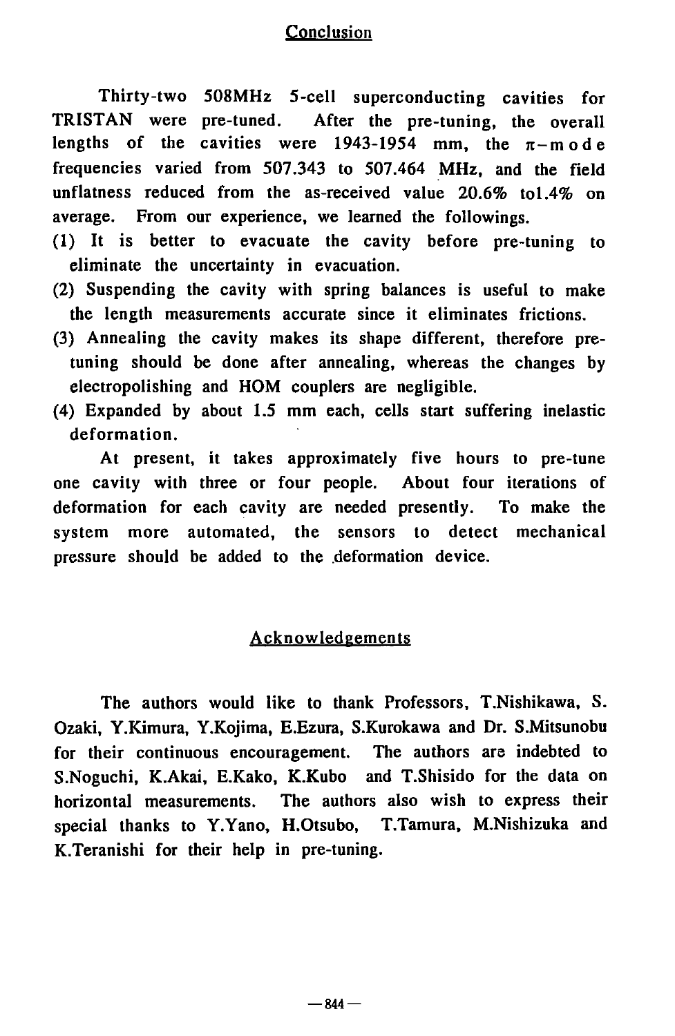## Conclusion

Thirty-two 508MHz 5-cell superconducting cavities for TRISTAN were pre-tuned. After the pre-tuning, the overall lengths of the cavities were 1943-1954 mm, the $\pi$-mode frequencies varied from 507.343 to 507.464 MHz, and the field unflatness reduced from the as-received value 20.6% to1.4% on average. From our experience, we learned the followings.

(1) It is better to evacuate the cavity before pre-tuning to eliminate the uncertainty in evacuation.

(2) Suspending the cavity with spring balances is useful to make the length measurements accurate since it eliminates frictions.

(3) Annealing the cavity makes its shape different, therefore pre-tuning should be done after annealing, whereas the changes by electropolishing and HOM couplers are negligible.

(4) Expanded by about 1.5 mm each, cells start suffering inelastic deformation.

At present, it takes approximately five hours to pre-tune one cavity with three or four people. About four iterations of deformation for each cavity are needed presently. To make the system more automated, the sensors to detect mechanical pressure should be added to the deformation device.

## Acknowledgements

The authors would like to thank Professors, T.Nishikawa, S. Ozaki, Y.Kimura, Y.Kojima, E.Ezura, S.Kurokawa and Dr. S.Mitsunobu for their continuous encouragement. The authors are indebted to S.Noguchi, K.Akai, E.Kako, K.Kubo and T.Shisido for the data on horizontal measurements. The authors also wish to express their special thanks to Y.Yano, H.Otsubo, T.Tamura, M.Nishizuka and K.Teranishi for their help in pre-tuning.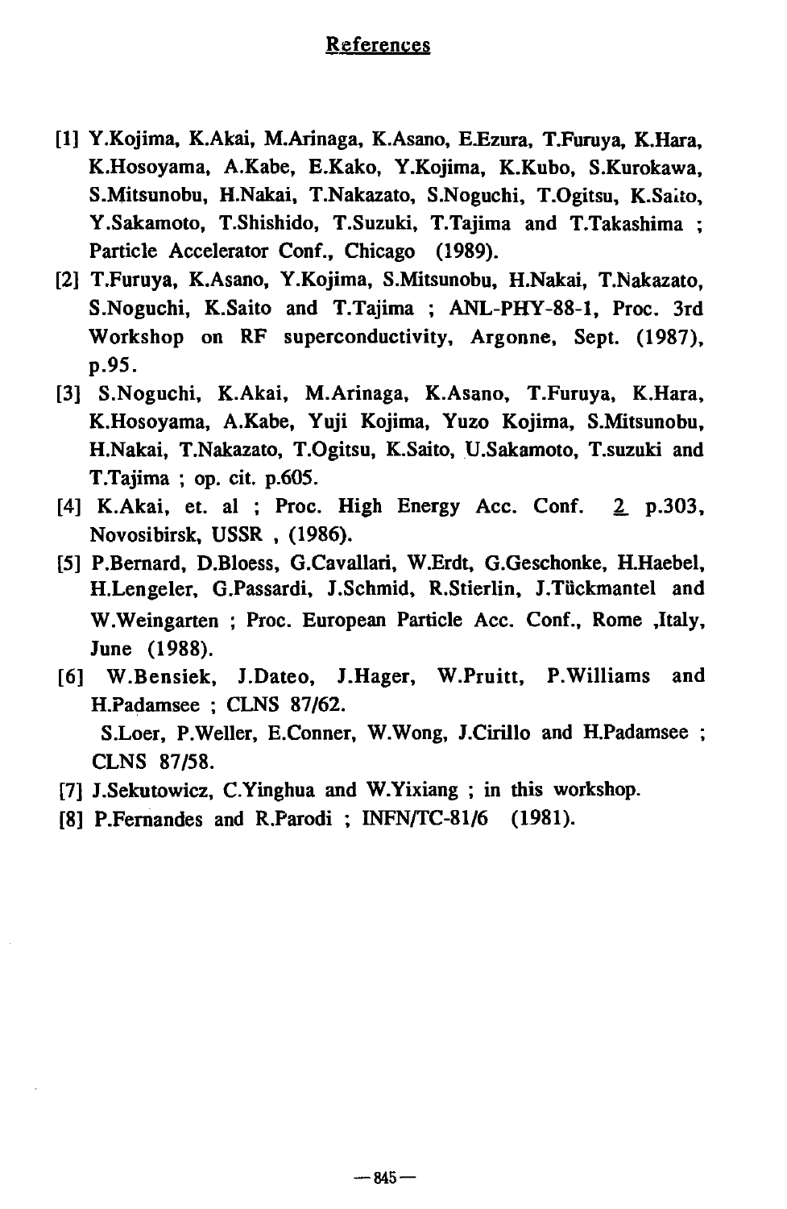## References

[1] Y.Kojima, K.Akai, M.Arinaga, K.Asano, E.Ezura, T.Furuya, K.Hara, K.Hosoyama, A.Kabe, E.Kako, Y.Kojima, K.Kubo, S.Kurokawa, S.Mitsunobu, H.Nakai, T.Nakazato, S.Noguchi, T.Ogitsu, K.Saito, Y.Sakamoto, T.Shishido, T.Suzuki, T.Tajima and T.Takashima ; Particle Accelerator Conf., Chicago (1989).

[2] T.Furuya, K.Asano, Y.Kojima, S.Mitsunobu, H.Nakai, T.Nakazato, S.Noguchi, K.Saito and T.Tajima ; ANL-PHY-88-1, Proc. 3rd Workshop on RF superconductivity, Argonne, Sept. (1987), p.95.

[3] S.Noguchi, K.Akai, M.Arinaga, K.Asano, T.Furuya, K.Hara, K.Hosoyama, A.Kabe, Yuji Kojima, Yuzo Kojima, S.Mitsunobu, H.Nakai, T.Nakazato, T.Ogitsu, K.Saito, U.Sakamoto, T.suzuki and T.Tajima ; op. cit. p.605.

[4] K.Akai, et. al ; Proc. High Energy Acc. Conf. 2 p.303, Novosibirsk, USSR , (1986).

[5] P.Bernard, D.Bloess, G.Cavallari, W.Erdt, G.Geschonke, H.Haebel, H.Lengeler, G.Passardi, J.Schmid, R.Stierlin, J.Tückmantel and W.Weingarten ; Proc. European Particle Acc. Conf., Rome ,Italy, June (1988).

[6] W.Bensiek, J.Dateo, J.Hager, W.Pruitt, P.Williams and H.Padamsee ; CLNS 87/62.
S.Loer, P.Weller, E.Conner, W.Wong, J.Cirillo and H.Padamsee ; CLNS 87/58.

[7] J.Sekutowicz, C.Yinghua and W.Yixiang ; in this workshop.

[8] P.Fernandes and R.Parodi ; INFN/TC-81/6 (1981).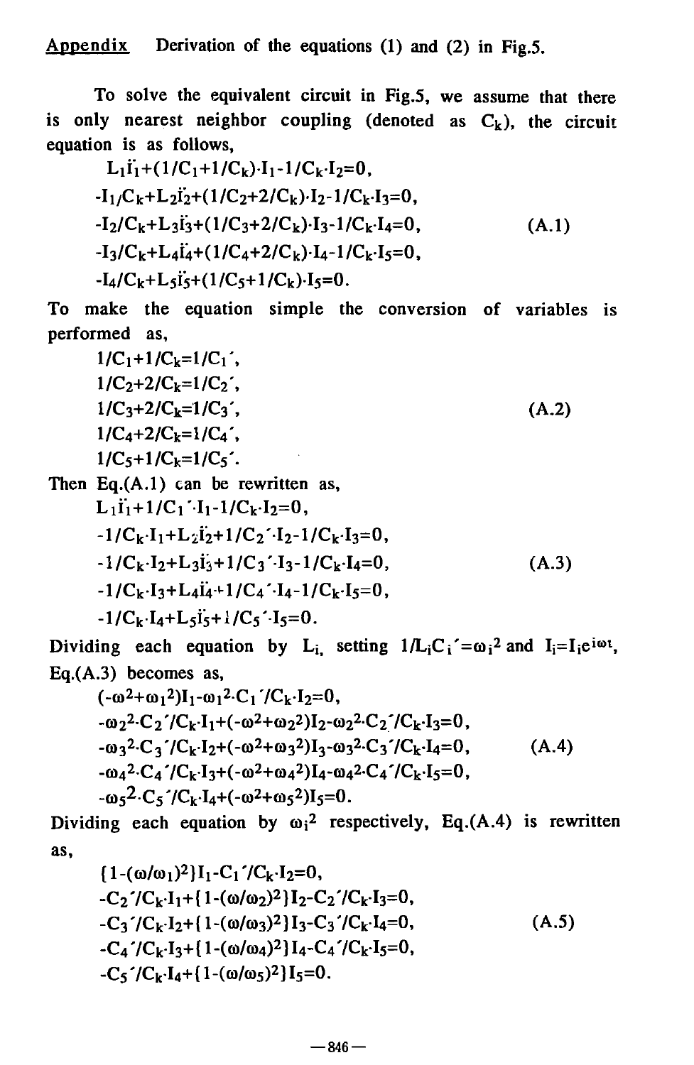**Appendix** Derivation of the equations (1) and (2) in Fig.5.

To solve the equivalent circuit in Fig.5, we assume that there is only nearest neighbor coupling (denoted as $C_k$), the circuit equation is as follows,

$$
\begin{aligned}
&L_1\ddot{I}_1+(1/C_1+1/C_k)\cdot I_1-1/C_k\cdot I_2=0,\\
&-I_1/C_k+L_2\ddot{I}_2+(1/C_2+2/C_k)\cdot I_2-1/C_k\cdot I_3=0,\\
&-I_2/C_k+L_3\ddot{I}_3+(1/C_3+2/C_k)\cdot I_3-1/C_k\cdot I_4=0,\\
&-I_3/C_k+L_4\ddot{I}_4+(1/C_4+2/C_k)\cdot I_4-1/C_k\cdot I_5=0,\\
&-I_4/C_k+L_5\ddot{I}_5+(1/C_5+1/C_k)\cdot I_5=0.
\end{aligned} \tag{A.1}
$$

To make the equation simple the conversion of variables is performed as,

$$
\begin{aligned}
&1/C_1+1/C_k=1/C_1',\\
&1/C_2+2/C_k=1/C_2',\\
&1/C_3+2/C_k=1/C_3',\\
&1/C_4+2/C_k=1/C_4',\\
&1/C_5+1/C_k=1/C_5'.
\end{aligned} \tag{A.2}
$$

Then Eq.(A.1) can be rewritten as,

$$
\begin{aligned}
&L_1\ddot{I}_1+1/C_1'\cdot I_1-1/C_k\cdot I_2=0,\\
&-1/C_k\cdot I_1+L_2\ddot{I}_2+1/C_2'\cdot I_2-1/C_k\cdot I_3=0,\\
&-1/C_k\cdot I_2+L_3\ddot{I}_3+1/C_3'\cdot I_3-1/C_k\cdot I_4=0,\\
&-1/C_k\cdot I_3+L_4\ddot{I}_4+1/C_4'\cdot I_4-1/C_k\cdot I_5=0,\\
&-1/C_k\cdot I_4+L_5\ddot{I}_5+1/C_5'\cdot I_5=0.
\end{aligned} \tag{A.3}
$$

Dividing each equation by $L_i$, setting $1/L_iC_i'=\omega_i^2$ and $I_i=I_ie^{i\omega t}$, Eq.(A.3) becomes as,

$$
\begin{aligned}
&(-\omega^2+\omega_1^2)I_1-\omega_1^2\cdot C_1'/C_k\cdot I_2=0,\\
&-\omega_2^2\cdot C_2'/C_k\cdot I_1+(-\omega^2+\omega_2^2)I_2-\omega_2^2\cdot C_2'/C_k\cdot I_3=0,\\
&-\omega_3^2\cdot C_3'/C_k\cdot I_2+(-\omega^2+\omega_3^2)I_3-\omega_3^2\cdot C_3'/C_k\cdot I_4=0,\\
&-\omega_4^2\cdot C_4'/C_k\cdot I_3+(-\omega^2+\omega_4^2)I_4-\omega_4^2\cdot C_4'/C_k\cdot I_5=0,\\
&-\omega_5^2\cdot C_5'/C_k\cdot I_4+(-\omega^2+\omega_5^2)I_5=0.
\end{aligned} \tag{A.4}
$$

Dividing each equation by $\omega_i^2$ respectively, Eq.(A.4) is rewritten as,

$$
\begin{aligned}
&\{1-(\omega/\omega_1)^2\}I_1-C_1'/C_k\cdot I_2=0,\\
&-C_2'/C_k\cdot I_1+\{1-(\omega/\omega_2)^2\}I_2-C_2'/C_k\cdot I_3=0,\\
&-C_3'/C_k\cdot I_2+\{1-(\omega/\omega_3)^2\}I_3-C_3'/C_k\cdot I_4=0,\\
&-C_4'/C_k\cdot I_3+\{1-(\omega/\omega_4)^2\}I_4-C_4'/C_k\cdot I_5=0,\\
&-C_5'/C_k\cdot I_4+\{1-(\omega/\omega_5)^2\}I_5=0.
\end{aligned} \tag{A.5}
$$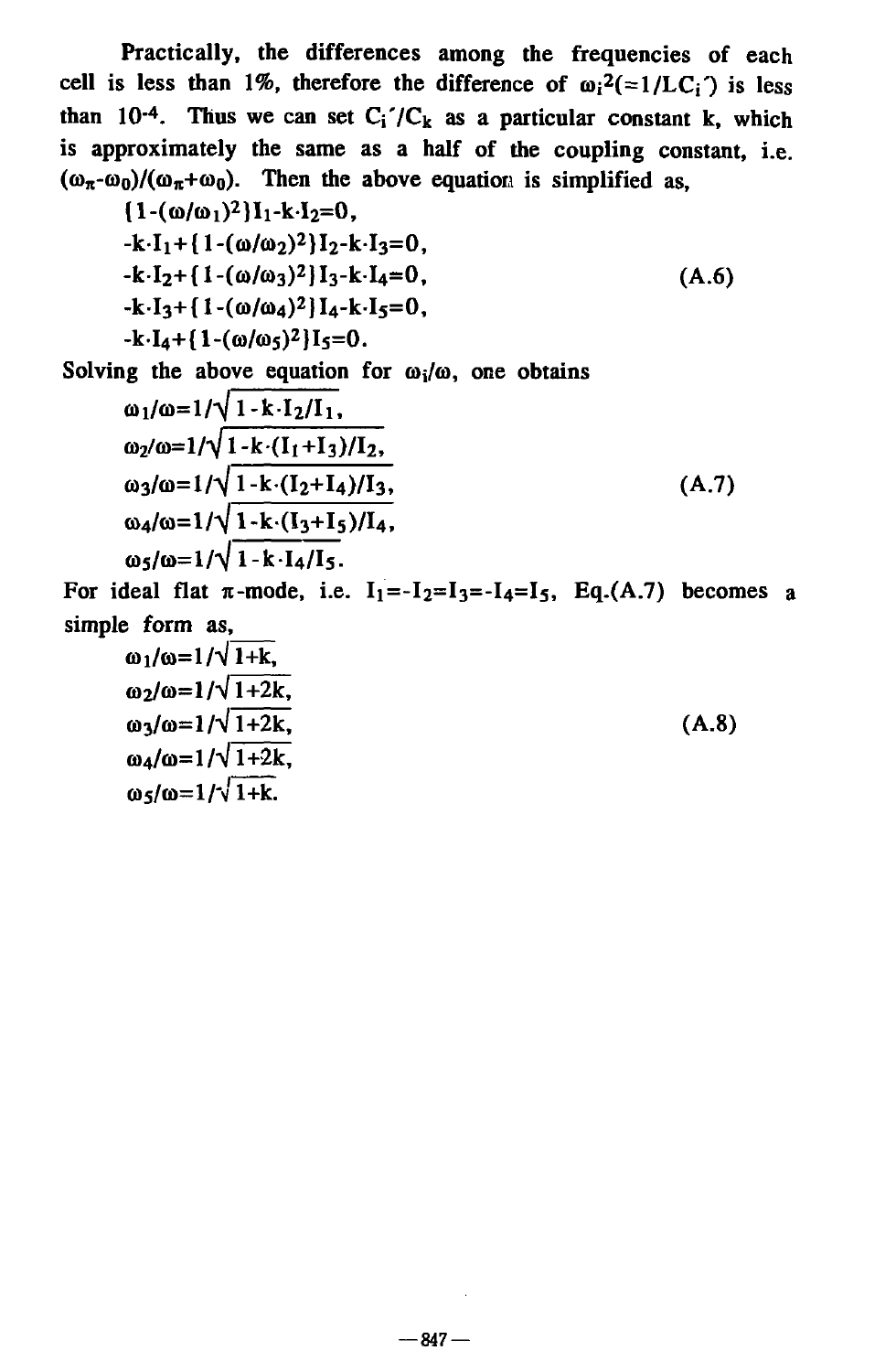Practically, the differences among the frequencies of each cell is less than 1%, therefore the difference of $\omega_i^2(=1/LC_i')$ is less than $10^{-4}$. Thus we can set $C_i'/C_k$ as a particular constant k, which is approximately the same as a half of the coupling constant, i.e. $(\omega_\pi-\omega_0)/(\omega_\pi+\omega_0)$. Then the above equation is simplified as,

$$
\begin{aligned}
&\{1-(\omega/\omega_1)^2\}I_1-k\cdot I_2=0,\\
&-k\cdot I_1+\{1-(\omega/\omega_2)^2\}I_2-k\cdot I_3=0,\\
&-k\cdot I_2+\{1-(\omega/\omega_3)^2\}I_3-k\cdot I_4=0,\\
&-k\cdot I_3+\{1-(\omega/\omega_4)^2\}I_4-k\cdot I_5=0,\\
&-k\cdot I_4+\{1-(\omega/\omega_5)^2\}I_5=0.
\end{aligned}
\tag{A.6}
$$

Solving the above equation for $\omega_i/\omega$, one obtains

$$
\begin{aligned}
&\omega_1/\omega=1/\sqrt{1-k\cdot I_2/I_1},\\
&\omega_2/\omega=1/\sqrt{1-k\cdot(I_1+I_3)/I_2},\\
&\omega_3/\omega=1/\sqrt{1-k\cdot(I_2+I_4)/I_3},\\
&\omega_4/\omega=1/\sqrt{1-k\cdot(I_3+I_5)/I_4},\\
&\omega_5/\omega=1/\sqrt{1-k\cdot I_4/I_5}.
\end{aligned}
\tag{A.7}
$$

For ideal flat $\pi$-mode, i.e. $I_1=-I_2=I_3=-I_4=I_5$, Eq.(A.7) becomes a simple form as,

$$
\begin{aligned}
&\omega_1/\omega=1/\sqrt{1+k},\\
&\omega_2/\omega=1/\sqrt{1+2k},\\
&\omega_3/\omega=1/\sqrt{1+2k},\\
&\omega_4/\omega=1/\sqrt{1+2k},\\
&\omega_5/\omega=1/\sqrt{1+k}.
\end{aligned}
\tag{A.8}
$$